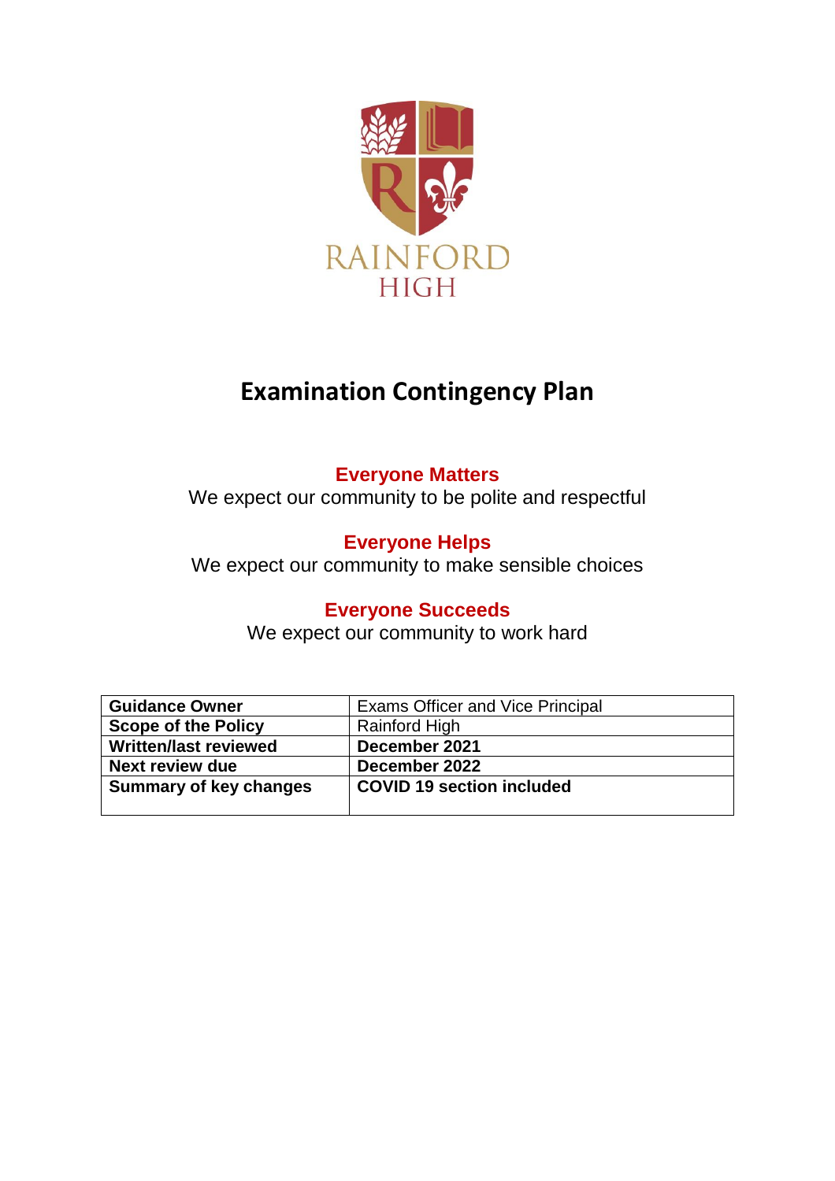RAINFORD
HIGH

# Examination Contingency Plan

**Everyone Matters**
We expect our community to be polite and respectful

**Everyone Helps**
We expect our community to make sensible choices

**Everyone Succeeds**
We expect our community to work hard

| **Guidance Owner** | Exams Officer and Vice Principal |
|---|---|
| **Scope of the Policy** | Rainford High |
| **Written/last reviewed** | **December 2021** |
| **Next review due** | **December 2022** |
| **Summary of key changes** | **COVID 19 section included** |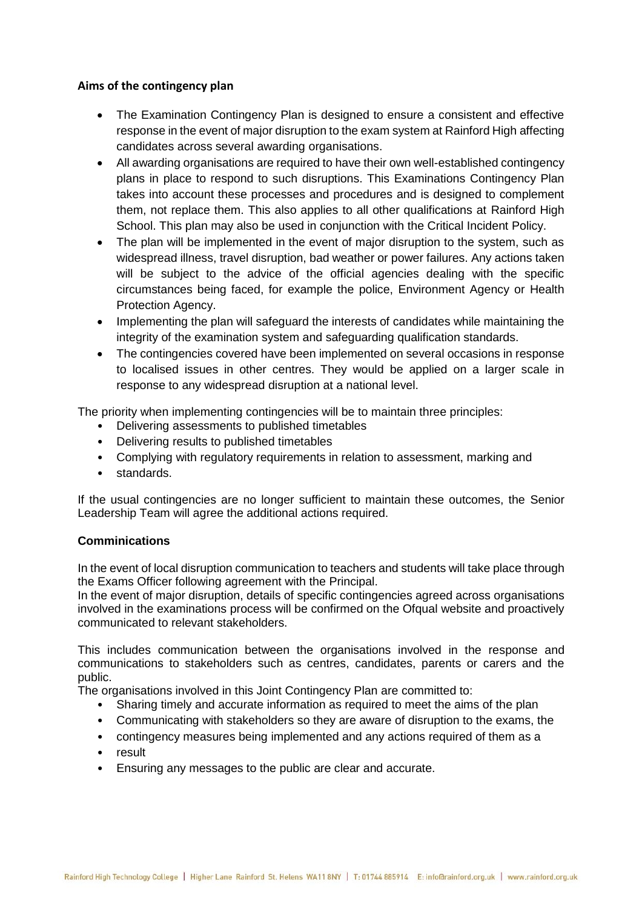**Aims of the contingency plan**

- The Examination Contingency Plan is designed to ensure a consistent and effective response in the event of major disruption to the exam system at Rainford High affecting candidates across several awarding organisations.
- All awarding organisations are required to have their own well-established contingency plans in place to respond to such disruptions. This Examinations Contingency Plan takes into account these processes and procedures and is designed to complement them, not replace them. This also applies to all other qualifications at Rainford High School. This plan may also be used in conjunction with the Critical Incident Policy.
- The plan will be implemented in the event of major disruption to the system, such as widespread illness, travel disruption, bad weather or power failures. Any actions taken will be subject to the advice of the official agencies dealing with the specific circumstances being faced, for example the police, Environment Agency or Health Protection Agency.
- Implementing the plan will safeguard the interests of candidates while maintaining the integrity of the examination system and safeguarding qualification standards.
- The contingencies covered have been implemented on several occasions in response to localised issues in other centres. They would be applied on a larger scale in response to any widespread disruption at a national level.

The priority when implementing contingencies will be to maintain three principles:

- Delivering assessments to published timetables
- Delivering results to published timetables
- Complying with regulatory requirements in relation to assessment, marking and
- standards.

If the usual contingencies are no longer sufficient to maintain these outcomes, the Senior Leadership Team will agree the additional actions required.

**Comminications**

In the event of local disruption communication to teachers and students will take place through the Exams Officer following agreement with the Principal.
In the event of major disruption, details of specific contingencies agreed across organisations involved in the examinations process will be confirmed on the Ofqual website and proactively communicated to relevant stakeholders.

This includes communication between the organisations involved in the response and communications to stakeholders such as centres, candidates, parents or carers and the public.
The organisations involved in this Joint Contingency Plan are committed to:

- Sharing timely and accurate information as required to meet the aims of the plan
- Communicating with stakeholders so they are aware of disruption to the exams, the
- contingency measures being implemented and any actions required of them as a
- result
- Ensuring any messages to the public are clear and accurate.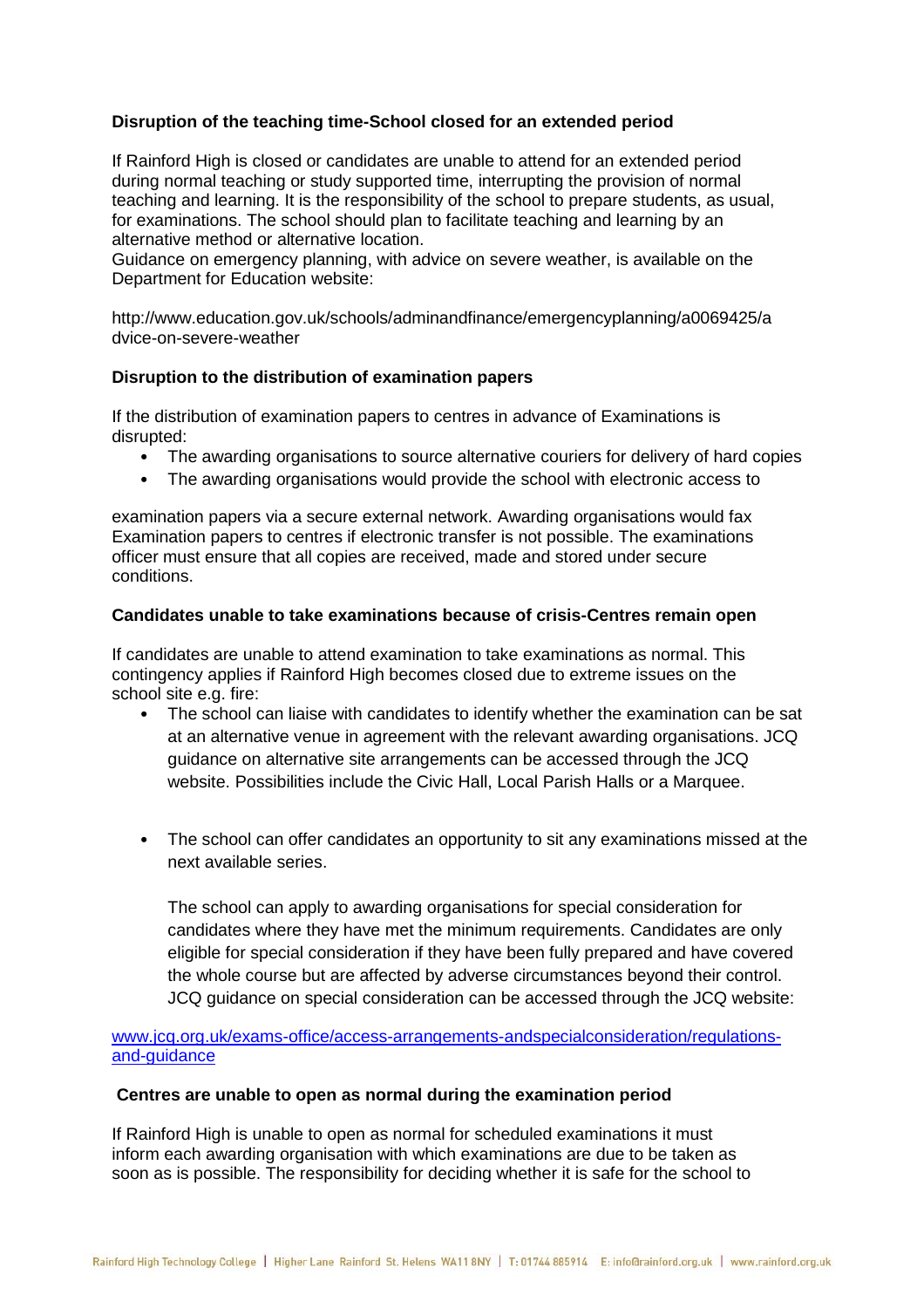**Disruption of the teaching time-School closed for an extended period**

If Rainford High is closed or candidates are unable to attend for an extended period during normal teaching or study supported time, interrupting the provision of normal teaching and learning. It is the responsibility of the school to prepare students, as usual, for examinations. The school should plan to facilitate teaching and learning by an alternative method or alternative location.
Guidance on emergency planning, with advice on severe weather, is available on the Department for Education website:

http://www.education.gov.uk/schools/adminandfinance/emergencyplanning/a0069425/advice-on-severe-weather

**Disruption to the distribution of examination papers**

If the distribution of examination papers to centres in advance of Examinations is disrupted:

- The awarding organisations to source alternative couriers for delivery of hard copies
- The awarding organisations would provide the school with electronic access to

examination papers via a secure external network. Awarding organisations would fax Examination papers to centres if electronic transfer is not possible. The examinations officer must ensure that all copies are received, made and stored under secure conditions.

**Candidates unable to take examinations because of crisis-Centres remain open**

If candidates are unable to attend examination to take examinations as normal. This contingency applies if Rainford High becomes closed due to extreme issues on the school site e.g. fire:

- The school can liaise with candidates to identify whether the examination can be sat at an alternative venue in agreement with the relevant awarding organisations. JCQ guidance on alternative site arrangements can be accessed through the JCQ website. Possibilities include the Civic Hall, Local Parish Halls or a Marquee.

- The school can offer candidates an opportunity to sit any examinations missed at the next available series.

  The school can apply to awarding organisations for special consideration for candidates where they have met the minimum requirements. Candidates are only eligible for special consideration if they have been fully prepared and have covered the whole course but are affected by adverse circumstances beyond their control. JCQ guidance on special consideration can be accessed through the JCQ website:

[www.jcq.org.uk/exams-office/access-arrangements-andspecialconsideration/regulations-and-guidance](www.jcq.org.uk/exams-office/access-arrangements-andspecialconsideration/regulations-and-guidance)

**Centres are unable to open as normal during the examination period**

If Rainford High is unable to open as normal for scheduled examinations it must inform each awarding organisation with which examinations are due to be taken as soon as is possible. The responsibility for deciding whether it is safe for the school to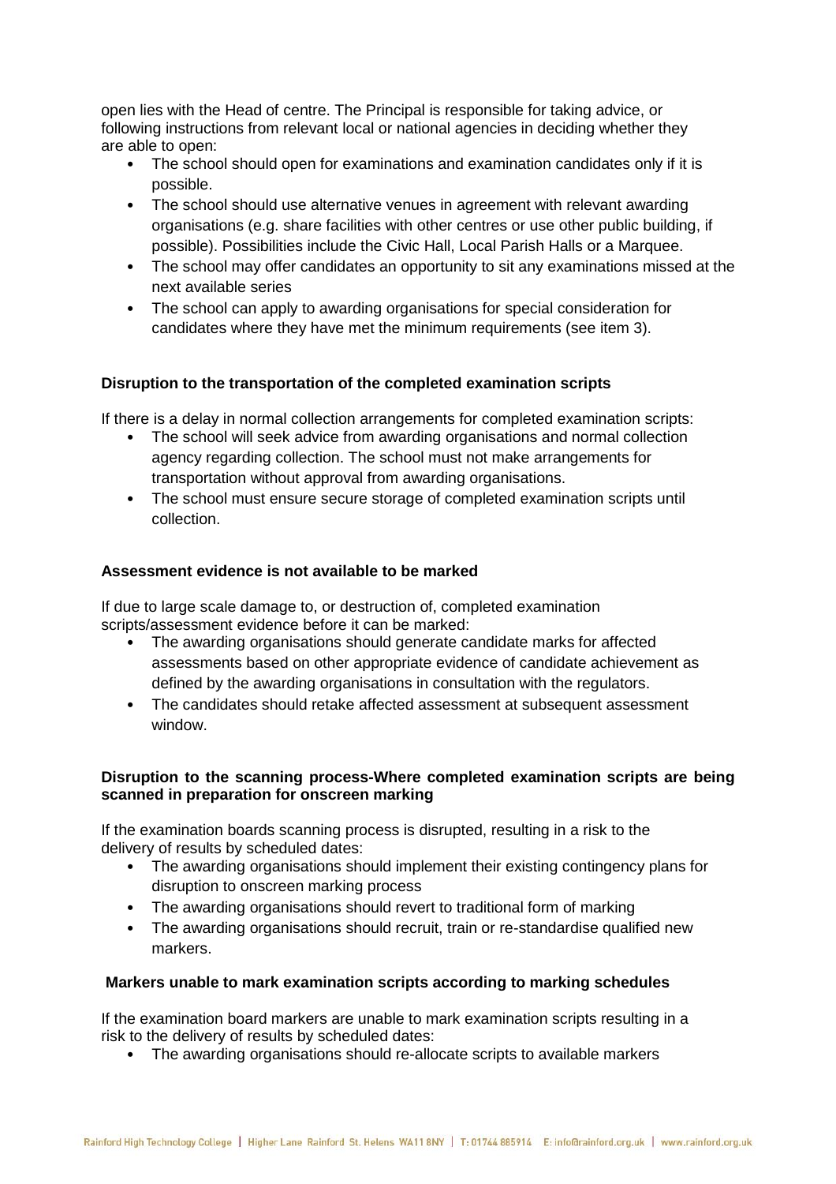open lies with the Head of centre. The Principal is responsible for taking advice, or following instructions from relevant local or national agencies in deciding whether they are able to open:

- The school should open for examinations and examination candidates only if it is possible.
- The school should use alternative venues in agreement with relevant awarding organisations (e.g. share facilities with other centres or use other public building, if possible). Possibilities include the Civic Hall, Local Parish Halls or a Marquee.
- The school may offer candidates an opportunity to sit any examinations missed at the next available series
- The school can apply to awarding organisations for special consideration for candidates where they have met the minimum requirements (see item 3).

**Disruption to the transportation of the completed examination scripts**

If there is a delay in normal collection arrangements for completed examination scripts:

- The school will seek advice from awarding organisations and normal collection agency regarding collection. The school must not make arrangements for transportation without approval from awarding organisations.
- The school must ensure secure storage of completed examination scripts until collection.

**Assessment evidence is not available to be marked**

If due to large scale damage to, or destruction of, completed examination scripts/assessment evidence before it can be marked:

- The awarding organisations should generate candidate marks for affected assessments based on other appropriate evidence of candidate achievement as defined by the awarding organisations in consultation with the regulators.
- The candidates should retake affected assessment at subsequent assessment window.

**Disruption to the scanning process-Where completed examination scripts are being scanned in preparation for onscreen marking**

If the examination boards scanning process is disrupted, resulting in a risk to the delivery of results by scheduled dates:

- The awarding organisations should implement their existing contingency plans for disruption to onscreen marking process
- The awarding organisations should revert to traditional form of marking
- The awarding organisations should recruit, train or re-standardise qualified new markers.

**Markers unable to mark examination scripts according to marking schedules**

If the examination board markers are unable to mark examination scripts resulting in a risk to the delivery of results by scheduled dates:

- The awarding organisations should re-allocate scripts to available markers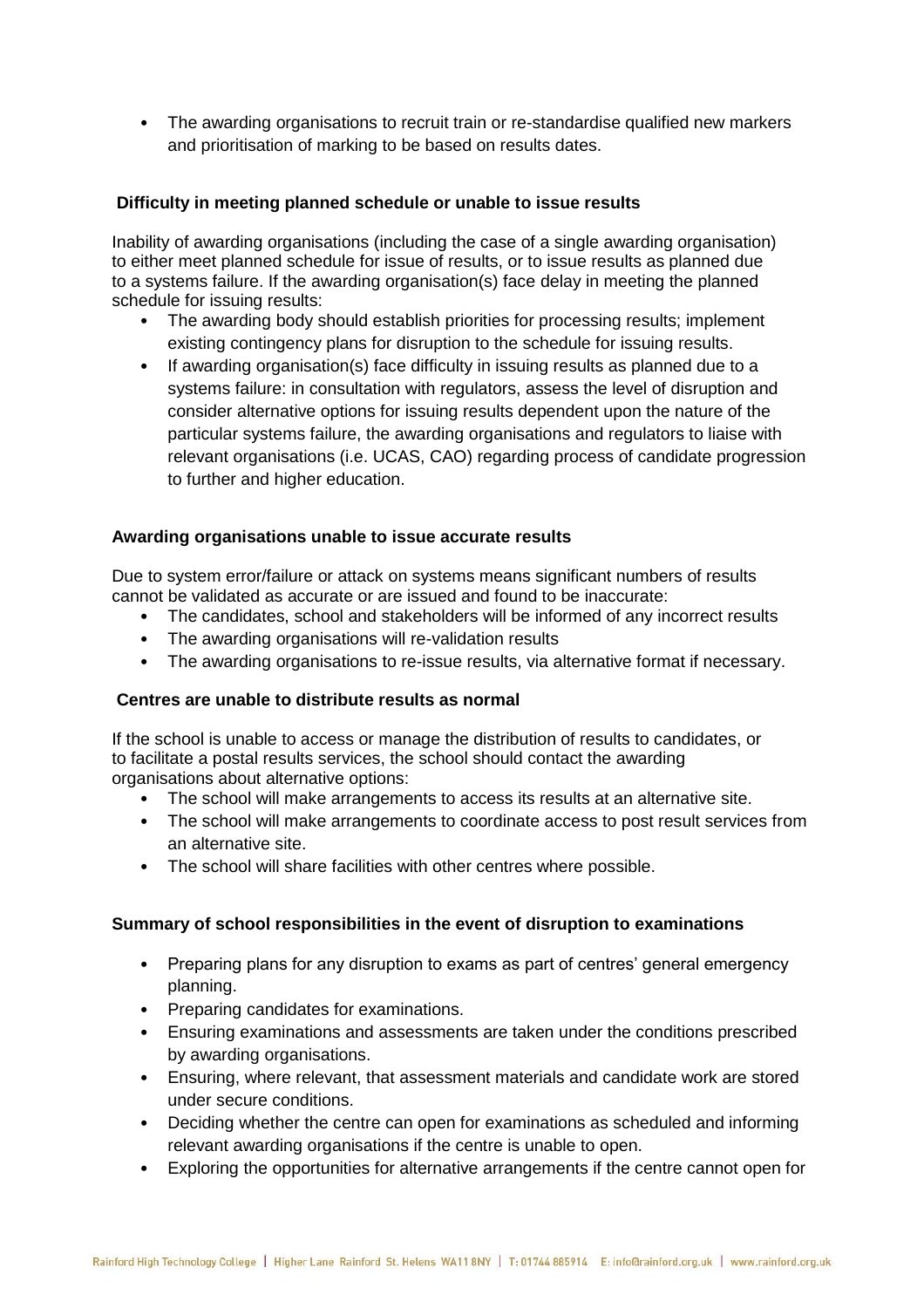- The awarding organisations to recruit train or re-standardise qualified new markers and prioritisation of marking to be based on results dates.

**Difficulty in meeting planned schedule or unable to issue results**

Inability of awarding organisations (including the case of a single awarding organisation) to either meet planned schedule for issue of results, or to issue results as planned due to a systems failure. If the awarding organisation(s) face delay in meeting the planned schedule for issuing results:

- The awarding body should establish priorities for processing results; implement existing contingency plans for disruption to the schedule for issuing results.
- If awarding organisation(s) face difficulty in issuing results as planned due to a systems failure: in consultation with regulators, assess the level of disruption and consider alternative options for issuing results dependent upon the nature of the particular systems failure, the awarding organisations and regulators to liaise with relevant organisations (i.e. UCAS, CAO) regarding process of candidate progression to further and higher education.

**Awarding organisations unable to issue accurate results**

Due to system error/failure or attack on systems means significant numbers of results cannot be validated as accurate or are issued and found to be inaccurate:

- The candidates, school and stakeholders will be informed of any incorrect results
- The awarding organisations will re-validation results
- The awarding organisations to re-issue results, via alternative format if necessary.

**Centres are unable to distribute results as normal**

If the school is unable to access or manage the distribution of results to candidates, or to facilitate a postal results services, the school should contact the awarding organisations about alternative options:

- The school will make arrangements to access its results at an alternative site.
- The school will make arrangements to coordinate access to post result services from an alternative site.
- The school will share facilities with other centres where possible.

**Summary of school responsibilities in the event of disruption to examinations**

- Preparing plans for any disruption to exams as part of centres' general emergency planning.
- Preparing candidates for examinations.
- Ensuring examinations and assessments are taken under the conditions prescribed by awarding organisations.
- Ensuring, where relevant, that assessment materials and candidate work are stored under secure conditions.
- Deciding whether the centre can open for examinations as scheduled and informing relevant awarding organisations if the centre is unable to open.
- Exploring the opportunities for alternative arrangements if the centre cannot open for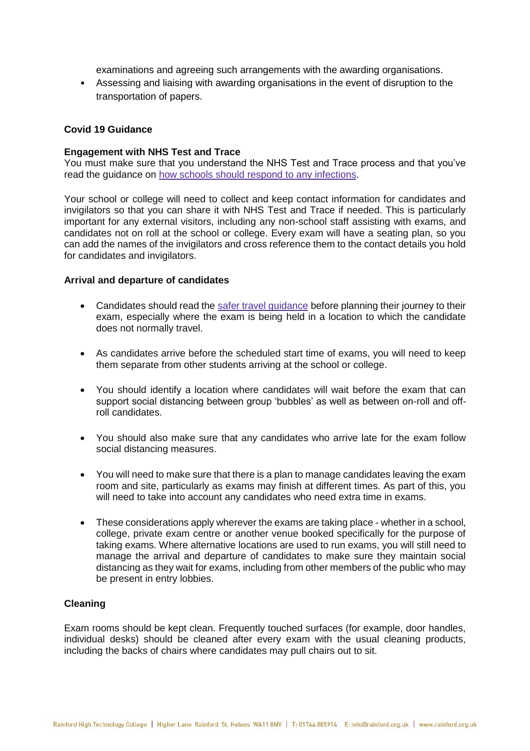examinations and agreeing such arrangements with the awarding organisations.

- Assessing and liaising with awarding organisations in the event of disruption to the transportation of papers.

**Covid 19 Guidance**

**Engagement with NHS Test and Trace**

You must make sure that you understand the NHS Test and Trace process and that you've read the guidance on how schools should respond to any infections.

Your school or college will need to collect and keep contact information for candidates and invigilators so that you can share it with NHS Test and Trace if needed. This is particularly important for any external visitors, including any non-school staff assisting with exams, and candidates not on roll at the school or college. Every exam will have a seating plan, so you can add the names of the invigilators and cross reference them to the contact details you hold for candidates and invigilators.

**Arrival and departure of candidates**

- Candidates should read the safer travel guidance before planning their journey to their exam, especially where the exam is being held in a location to which the candidate does not normally travel.

- As candidates arrive before the scheduled start time of exams, you will need to keep them separate from other students arriving at the school or college.

- You should identify a location where candidates will wait before the exam that can support social distancing between group 'bubbles' as well as between on-roll and off-roll candidates.

- You should also make sure that any candidates who arrive late for the exam follow social distancing measures.

- You will need to make sure that there is a plan to manage candidates leaving the exam room and site, particularly as exams may finish at different times. As part of this, you will need to take into account any candidates who need extra time in exams.

- These considerations apply wherever the exams are taking place - whether in a school, college, private exam centre or another venue booked specifically for the purpose of taking exams. Where alternative locations are used to run exams, you will still need to manage the arrival and departure of candidates to make sure they maintain social distancing as they wait for exams, including from other members of the public who may be present in entry lobbies.

**Cleaning**

Exam rooms should be kept clean. Frequently touched surfaces (for example, door handles, individual desks) should be cleaned after every exam with the usual cleaning products, including the backs of chairs where candidates may pull chairs out to sit.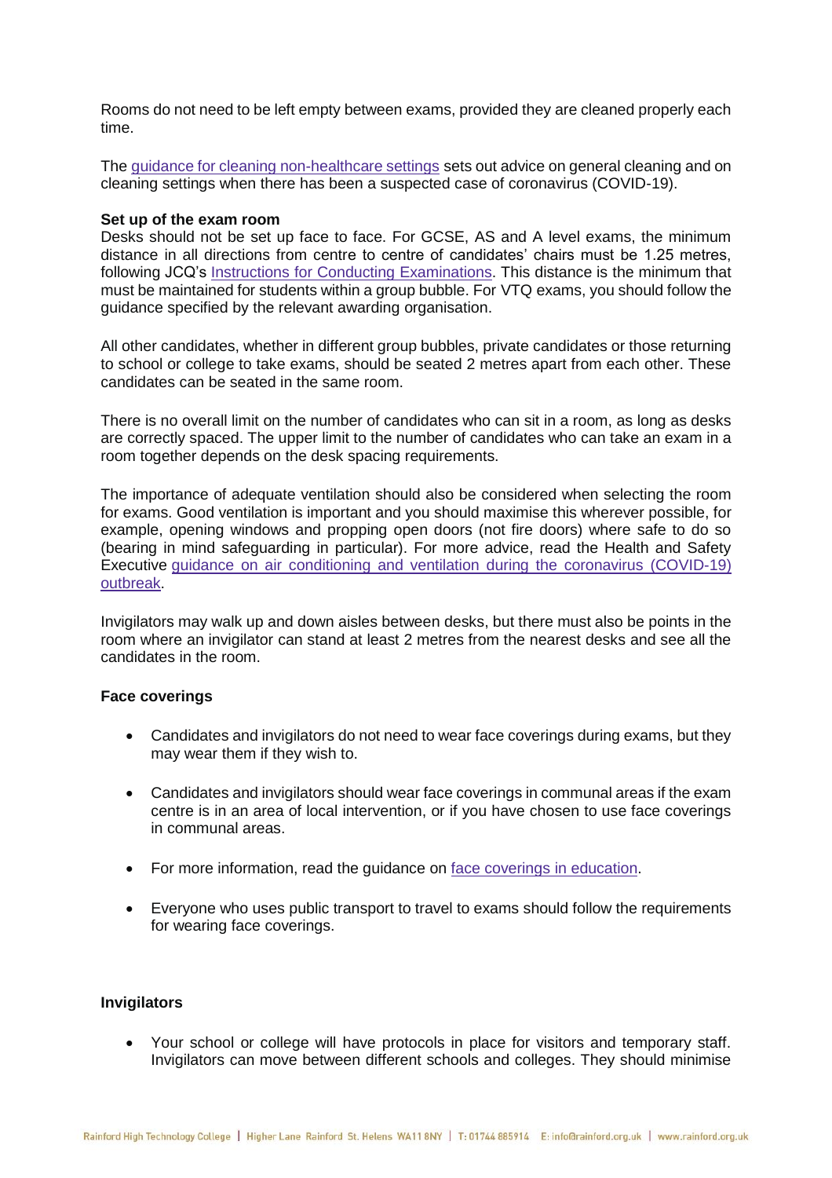Rooms do not need to be left empty between exams, provided they are cleaned properly each time.

The [guidance for cleaning non-healthcare settings] sets out advice on general cleaning and on cleaning settings when there has been a suspected case of coronavirus (COVID-19).

**Set up of the exam room**

Desks should not be set up face to face. For GCSE, AS and A level exams, the minimum distance in all directions from centre to centre of candidates' chairs must be 1.25 metres, following JCQ's Instructions for Conducting Examinations. This distance is the minimum that must be maintained for students within a group bubble. For VTQ exams, you should follow the guidance specified by the relevant awarding organisation.

All other candidates, whether in different group bubbles, private candidates or those returning to school or college to take exams, should be seated 2 metres apart from each other. These candidates can be seated in the same room.

There is no overall limit on the number of candidates who can sit in a room, as long as desks are correctly spaced. The upper limit to the number of candidates who can take an exam in a room together depends on the desk spacing requirements.

The importance of adequate ventilation should also be considered when selecting the room for exams. Good ventilation is important and you should maximise this wherever possible, for example, opening windows and propping open doors (not fire doors) where safe to do so (bearing in mind safeguarding in particular). For more advice, read the Health and Safety Executive guidance on air conditioning and ventilation during the coronavirus (COVID-19) outbreak.

Invigilators may walk up and down aisles between desks, but there must also be points in the room where an invigilator can stand at least 2 metres from the nearest desks and see all the candidates in the room.

**Face coverings**

- Candidates and invigilators do not need to wear face coverings during exams, but they may wear them if they wish to.
- Candidates and invigilators should wear face coverings in communal areas if the exam centre is in an area of local intervention, or if you have chosen to use face coverings in communal areas.
- For more information, read the guidance on face coverings in education.
- Everyone who uses public transport to travel to exams should follow the requirements for wearing face coverings.

**Invigilators**

- Your school or college will have protocols in place for visitors and temporary staff. Invigilators can move between different schools and colleges. They should minimise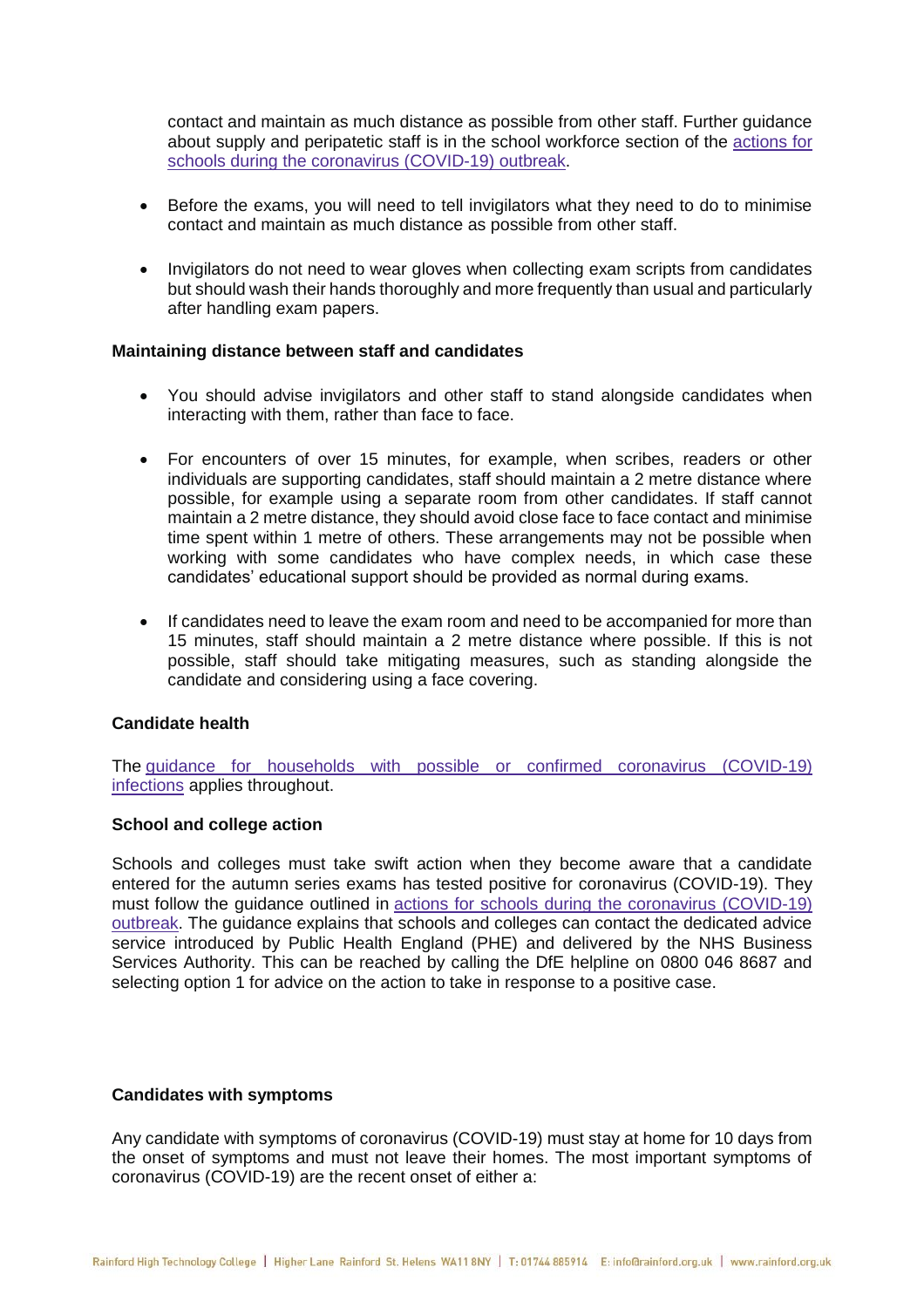contact and maintain as much distance as possible from other staff. Further guidance about supply and peripatetic staff is in the school workforce section of the [actions for schools during the coronavirus (COVID-19) outbreak](#).

- Before the exams, you will need to tell invigilators what they need to do to minimise contact and maintain as much distance as possible from other staff.
- Invigilators do not need to wear gloves when collecting exam scripts from candidates but should wash their hands thoroughly and more frequently than usual and particularly after handling exam papers.

**Maintaining distance between staff and candidates**

- You should advise invigilators and other staff to stand alongside candidates when interacting with them, rather than face to face.
- For encounters of over 15 minutes, for example, when scribes, readers or other individuals are supporting candidates, staff should maintain a 2 metre distance where possible, for example using a separate room from other candidates. If staff cannot maintain a 2 metre distance, they should avoid close face to face contact and minimise time spent within 1 metre of others. These arrangements may not be possible when working with some candidates who have complex needs, in which case these candidates' educational support should be provided as normal during exams.
- If candidates need to leave the exam room and need to be accompanied for more than 15 minutes, staff should maintain a 2 metre distance where possible. If this is not possible, staff should take mitigating measures, such as standing alongside the candidate and considering using a face covering.

**Candidate health**

The [guidance for households with possible or confirmed coronavirus (COVID-19) infections](#) applies throughout.

**School and college action**

Schools and colleges must take swift action when they become aware that a candidate entered for the autumn series exams has tested positive for coronavirus (COVID-19). They must follow the guidance outlined in [actions for schools during the coronavirus (COVID-19) outbreak](#). The guidance explains that schools and colleges can contact the dedicated advice service introduced by Public Health England (PHE) and delivered by the NHS Business Services Authority. This can be reached by calling the DfE helpline on 0800 046 8687 and selecting option 1 for advice on the action to take in response to a positive case.

**Candidates with symptoms**

Any candidate with symptoms of coronavirus (COVID-19) must stay at home for 10 days from the onset of symptoms and must not leave their homes. The most important symptoms of coronavirus (COVID-19) are the recent onset of either a: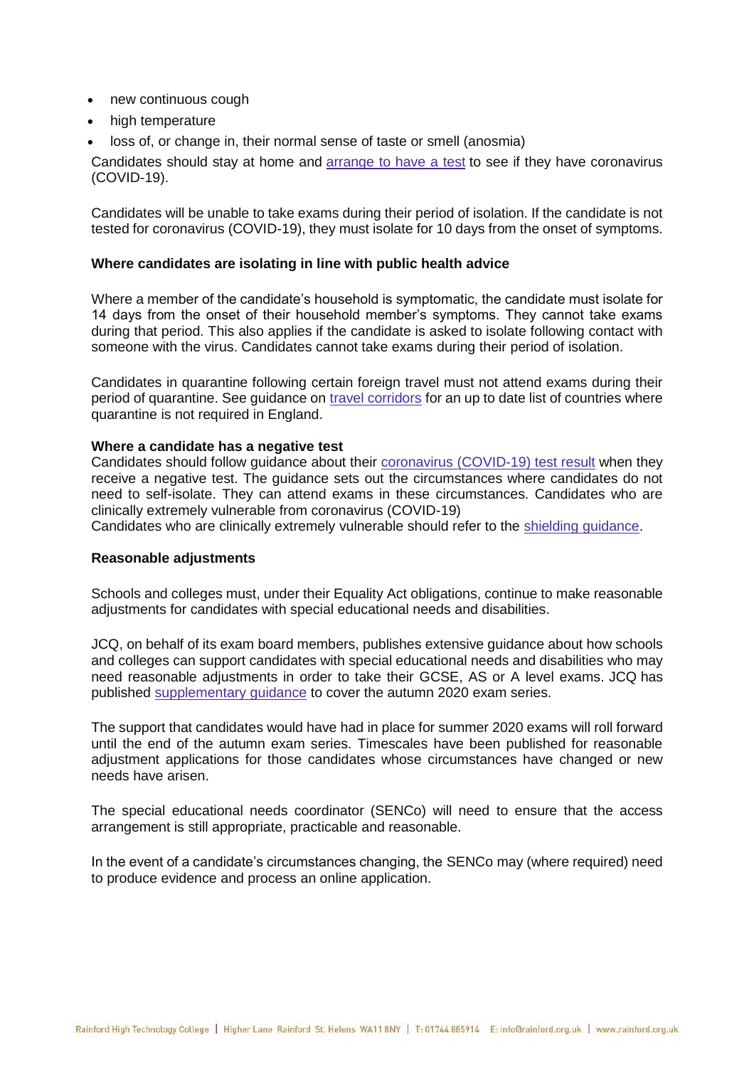- new continuous cough
- high temperature
- loss of, or change in, their normal sense of taste or smell (anosmia)

Candidates should stay at home and arrange to have a test to see if they have coronavirus (COVID-19).

Candidates will be unable to take exams during their period of isolation. If the candidate is not tested for coronavirus (COVID-19), they must isolate for 10 days from the onset of symptoms.

**Where candidates are isolating in line with public health advice**

Where a member of the candidate's household is symptomatic, the candidate must isolate for 14 days from the onset of their household member's symptoms. They cannot take exams during that period. This also applies if the candidate is asked to isolate following contact with someone with the virus. Candidates cannot take exams during their period of isolation.

Candidates in quarantine following certain foreign travel must not attend exams during their period of quarantine. See guidance on travel corridors for an up to date list of countries where quarantine is not required in England.

**Where a candidate has a negative test**

Candidates should follow guidance about their coronavirus (COVID-19) test result when they receive a negative test. The guidance sets out the circumstances where candidates do not need to self-isolate. They can attend exams in these circumstances. Candidates who are clinically extremely vulnerable from coronavirus (COVID-19)

Candidates who are clinically extremely vulnerable should refer to the shielding guidance.

**Reasonable adjustments**

Schools and colleges must, under their Equality Act obligations, continue to make reasonable adjustments for candidates with special educational needs and disabilities.

JCQ, on behalf of its exam board members, publishes extensive guidance about how schools and colleges can support candidates with special educational needs and disabilities who may need reasonable adjustments in order to take their GCSE, AS or A level exams. JCQ has published supplementary guidance to cover the autumn 2020 exam series.

The support that candidates would have had in place for summer 2020 exams will roll forward until the end of the autumn exam series. Timescales have been published for reasonable adjustment applications for those candidates whose circumstances have changed or new needs have arisen.

The special educational needs coordinator (SENCo) will need to ensure that the access arrangement is still appropriate, practicable and reasonable.

In the event of a candidate's circumstances changing, the SENCo may (where required) need to produce evidence and process an online application.